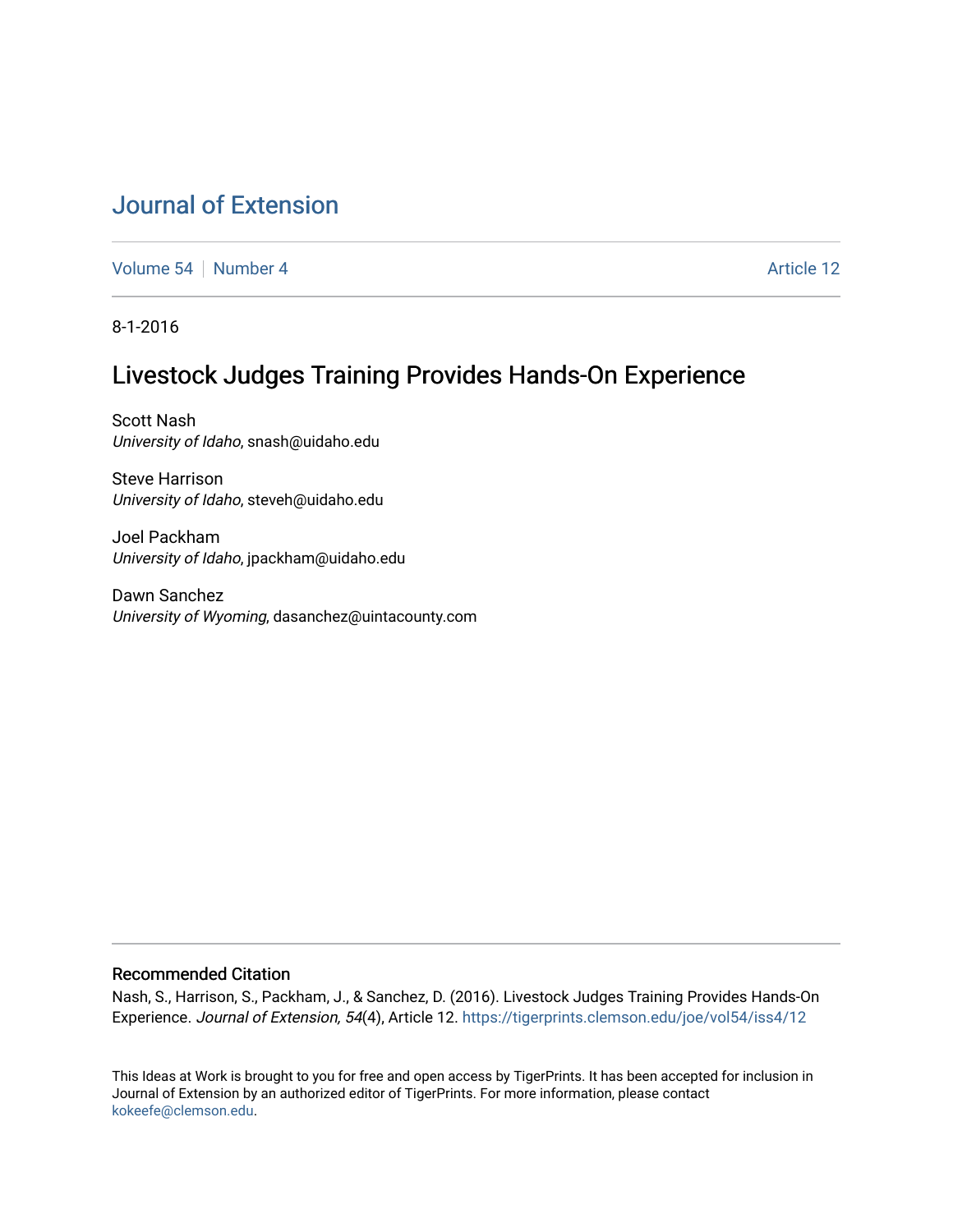# Journal of Extension

Volume 54 | Number 4 Article 12

8-1-2016

## Livestock Judges Training Provides Hands-On Experience

Scott Nash
*University of Idaho*, snash@uidaho.edu

Steve Harrison
*University of Idaho*, steveh@uidaho.edu

Joel Packham
*University of Idaho*, jpackham@uidaho.edu

Dawn Sanchez
*University of Wyoming*, dasanchez@uintacounty.com

### Recommended Citation

Nash, S., Harrison, S., Packham, J., & Sanchez, D. (2016). Livestock Judges Training Provides Hands-On Experience. *Journal of Extension, 54*(4), Article 12. https://tigerprints.clemson.edu/joe/vol54/iss4/12

This Ideas at Work is brought to you for free and open access by TigerPrints. It has been accepted for inclusion in Journal of Extension by an authorized editor of TigerPrints. For more information, please contact kokeefe@clemson.edu.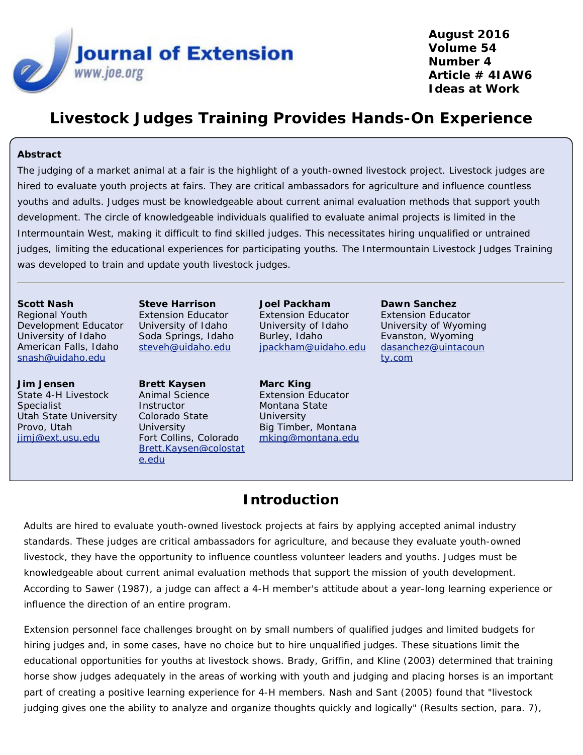# Livestock Judges Training Provides Hands-On Experience

## Abstract

The judging of a market animal at a fair is the highlight of a youth-owned livestock project. Livestock judges are hired to evaluate youth projects at fairs. They are critical ambassadors for agriculture and influence countless youths and adults. Judges must be knowledgeable about current animal evaluation methods that support youth development. The circle of knowledgeable individuals qualified to evaluate animal projects is limited in the Intermountain West, making it difficult to find skilled judges. This necessitates hiring unqualified or untrained judges, limiting the educational experiences for participating youths. The Intermountain Livestock Judges Training was developed to train and update youth livestock judges.

**Scott Nash**
Regional Youth Development Educator
University of Idaho
American Falls, Idaho
snash@uidaho.edu

**Steve Harrison**
Extension Educator
University of Idaho
Soda Springs, Idaho
steveh@uidaho.edu

**Joel Packham**
Extension Educator
University of Idaho
Burley, Idaho
jpackham@uidaho.edu

**Dawn Sanchez**
Extension Educator
University of Wyoming
Evanston, Wyoming
dasanchez@uintacounty.com

**Jim Jensen**
State 4-H Livestock Specialist
Utah State University
Provo, Utah
jimj@ext.usu.edu

**Brett Kaysen**
Animal Science Instructor
Colorado State University
Fort Collins, Colorado
Brett.Kaysen@colostate.edu

**Marc King**
Extension Educator
Montana State University
Big Timber, Montana
mking@montana.edu

## Introduction

Adults are hired to evaluate youth-owned livestock projects at fairs by applying accepted animal industry standards. These judges are critical ambassadors for agriculture, and because they evaluate youth-owned livestock, they have the opportunity to influence countless volunteer leaders and youths. Judges must be knowledgeable about current animal evaluation methods that support the mission of youth development. According to Sawer (1987), a judge can affect a 4-H member's attitude about a year-long learning experience or influence the direction of an entire program.

Extension personnel face challenges brought on by small numbers of qualified judges and limited budgets for hiring judges and, in some cases, have no choice but to hire unqualified judges. These situations limit the educational opportunities for youths at livestock shows. Brady, Griffin, and Kline (2003) determined that training horse show judges adequately in the areas of working with youth and judging and placing horses is an important part of creating a positive learning experience for 4-H members. Nash and Sant (2005) found that "livestock judging gives one the ability to analyze and organize thoughts quickly and logically" (Results section, para. 7),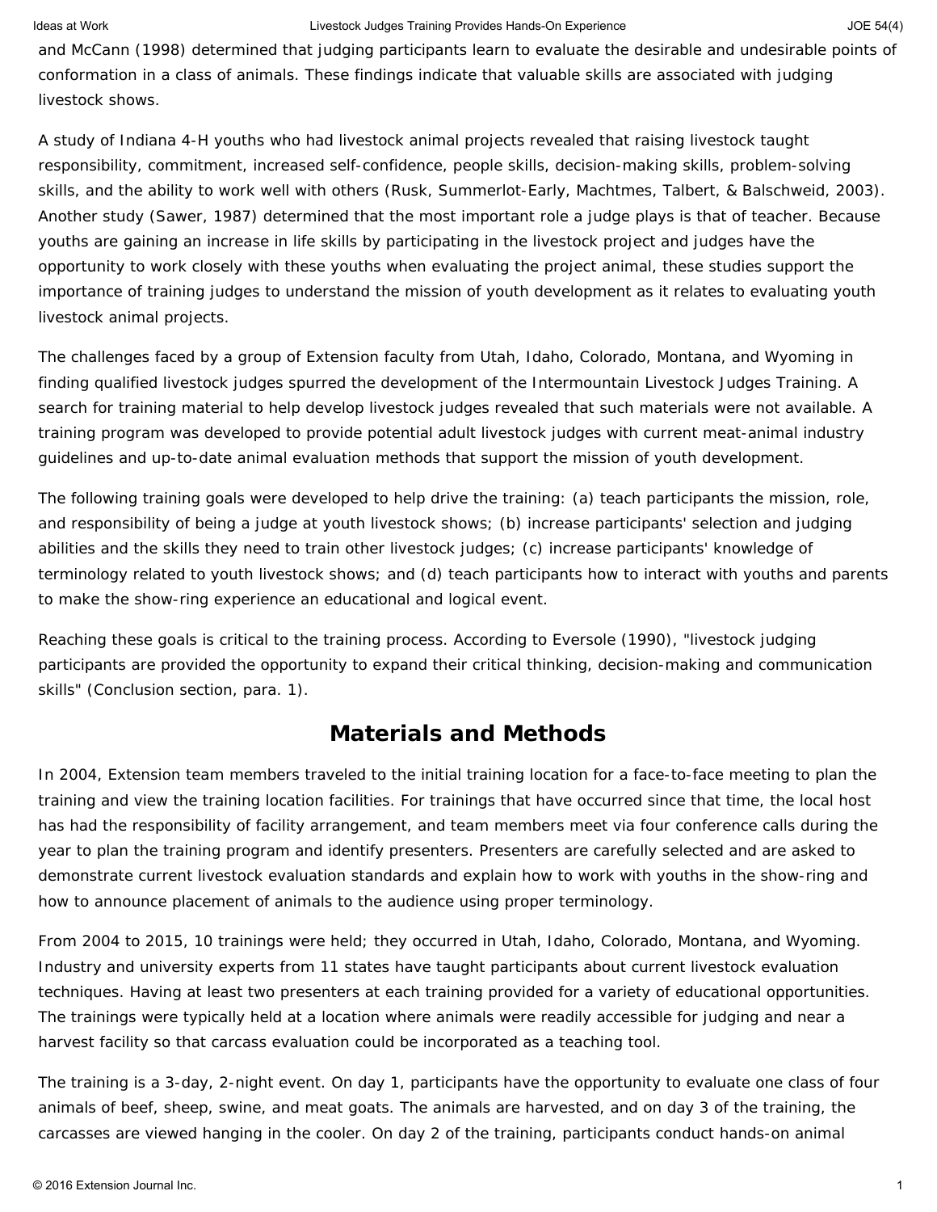and McCann (1998) determined that judging participants learn to evaluate the desirable and undesirable points of conformation in a class of animals. These findings indicate that valuable skills are associated with judging livestock shows.

A study of Indiana 4-H youths who had livestock animal projects revealed that raising livestock taught responsibility, commitment, increased self-confidence, people skills, decision-making skills, problem-solving skills, and the ability to work well with others (Rusk, Summerlot-Early, Machtmes, Talbert, & Balschweid, 2003). Another study (Sawer, 1987) determined that the most important role a judge plays is that of teacher. Because youths are gaining an increase in life skills by participating in the livestock project and judges have the opportunity to work closely with these youths when evaluating the project animal, these studies support the importance of training judges to understand the mission of youth development as it relates to evaluating youth livestock animal projects.

The challenges faced by a group of Extension faculty from Utah, Idaho, Colorado, Montana, and Wyoming in finding qualified livestock judges spurred the development of the Intermountain Livestock Judges Training. A search for training material to help develop livestock judges revealed that such materials were not available. A training program was developed to provide potential adult livestock judges with current meat-animal industry guidelines and up-to-date animal evaluation methods that support the mission of youth development.

The following training goals were developed to help drive the training: (a) teach participants the mission, role, and responsibility of being a judge at youth livestock shows; (b) increase participants' selection and judging abilities and the skills they need to train other livestock judges; (c) increase participants' knowledge of terminology related to youth livestock shows; and (d) teach participants how to interact with youths and parents to make the show-ring experience an educational and logical event.

Reaching these goals is critical to the training process. According to Eversole (1990), "livestock judging participants are provided the opportunity to expand their critical thinking, decision-making and communication skills" (Conclusion section, para. 1).

## Materials and Methods

In 2004, Extension team members traveled to the initial training location for a face-to-face meeting to plan the training and view the training location facilities. For trainings that have occurred since that time, the local host has had the responsibility of facility arrangement, and team members meet via four conference calls during the year to plan the training program and identify presenters. Presenters are carefully selected and are asked to demonstrate current livestock evaluation standards and explain how to work with youths in the show-ring and how to announce placement of animals to the audience using proper terminology.

From 2004 to 2015, 10 trainings were held; they occurred in Utah, Idaho, Colorado, Montana, and Wyoming. Industry and university experts from 11 states have taught participants about current livestock evaluation techniques. Having at least two presenters at each training provided for a variety of educational opportunities. The trainings were typically held at a location where animals were readily accessible for judging and near a harvest facility so that carcass evaluation could be incorporated as a teaching tool.

The training is a 3-day, 2-night event. On day 1, participants have the opportunity to evaluate one class of four animals of beef, sheep, swine, and meat goats. The animals are harvested, and on day 3 of the training, the carcasses are viewed hanging in the cooler. On day 2 of the training, participants conduct hands-on animal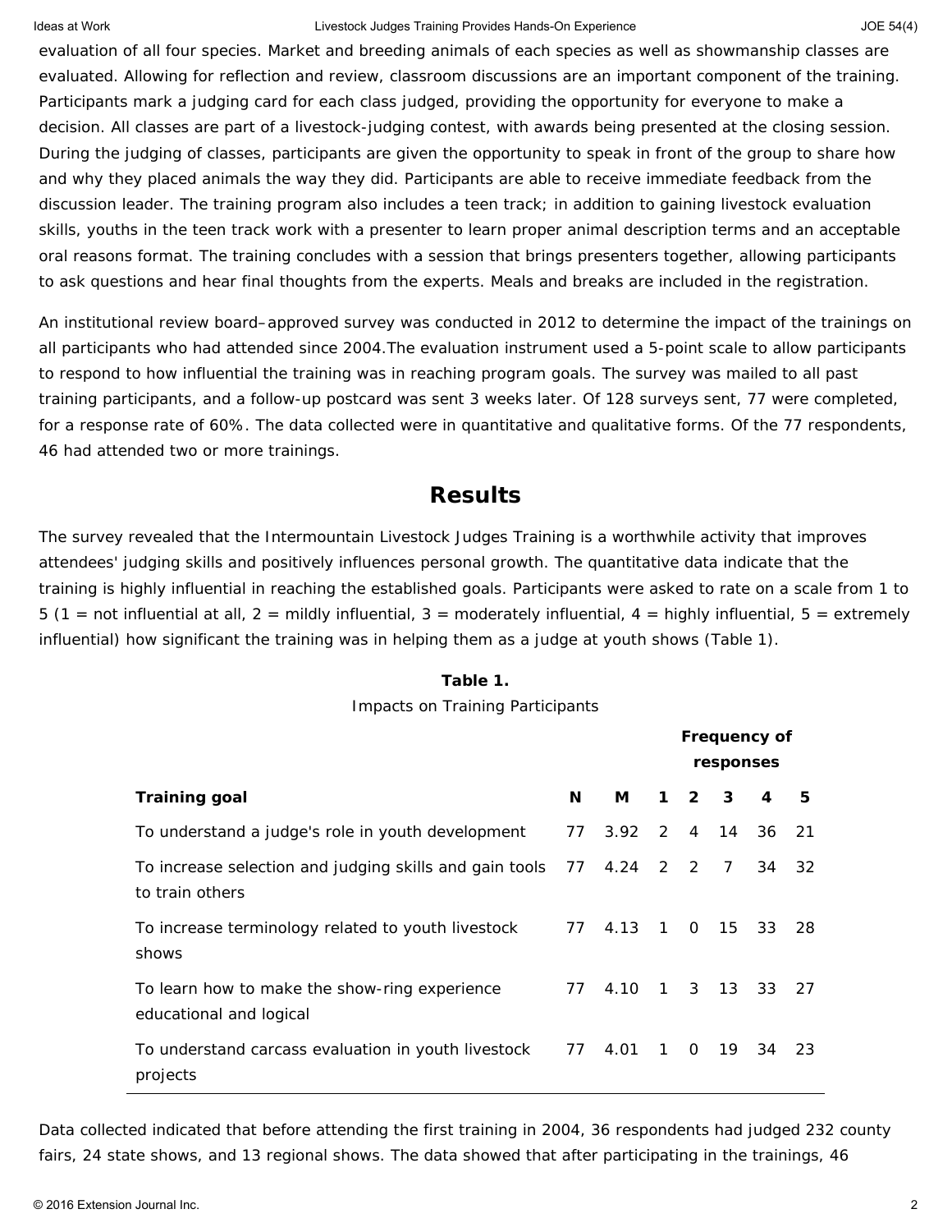evaluation of all four species. Market and breeding animals of each species as well as showmanship classes are evaluated. Allowing for reflection and review, classroom discussions are an important component of the training. Participants mark a judging card for each class judged, providing the opportunity for everyone to make a decision. All classes are part of a livestock-judging contest, with awards being presented at the closing session. During the judging of classes, participants are given the opportunity to speak in front of the group to share how and why they placed animals the way they did. Participants are able to receive immediate feedback from the discussion leader. The training program also includes a teen track; in addition to gaining livestock evaluation skills, youths in the teen track work with a presenter to learn proper animal description terms and an acceptable oral reasons format. The training concludes with a session that brings presenters together, allowing participants to ask questions and hear final thoughts from the experts. Meals and breaks are included in the registration.

An institutional review board–approved survey was conducted in 2012 to determine the impact of the trainings on all participants who had attended since 2004.The evaluation instrument used a 5-point scale to allow participants to respond to how influential the training was in reaching program goals. The survey was mailed to all past training participants, and a follow-up postcard was sent 3 weeks later. Of 128 surveys sent, 77 were completed, for a response rate of 60%. The data collected were in quantitative and qualitative forms. Of the 77 respondents, 46 had attended two or more trainings.

## Results

The survey revealed that the Intermountain Livestock Judges Training is a worthwhile activity that improves attendees' judging skills and positively influences personal growth. The quantitative data indicate that the training is highly influential in reaching the established goals. Participants were asked to rate on a scale from 1 to 5 (1 = not influential at all, 2 = mildly influential, 3 = moderately influential, 4 = highly influential, 5 = extremely influential) how significant the training was in helping them as a judge at youth shows (Table 1).

**Table 1.**
Impacts on Training Participants

| | | | Frequency of responses | | | | |
|---|---|---|---|---|---|---|---|
| **Training goal** | **N** | **M** | **1** | **2** | **3** | **4** | **5** |
| To understand a judge's role in youth development | 77 | 3.92 | 2 | 4 | 14 | 36 | 21 |
| To increase selection and judging skills and gain tools to train others | 77 | 4.24 | 2 | 2 | 7 | 34 | 32 |
| To increase terminology related to youth livestock shows | 77 | 4.13 | 1 | 0 | 15 | 33 | 28 |
| To learn how to make the show-ring experience educational and logical | 77 | 4.10 | 1 | 3 | 13 | 33 | 27 |
| To understand carcass evaluation in youth livestock projects | 77 | 4.01 | 1 | 0 | 19 | 34 | 23 |

Data collected indicated that before attending the first training in 2004, 36 respondents had judged 232 county fairs, 24 state shows, and 13 regional shows. The data showed that after participating in the trainings, 46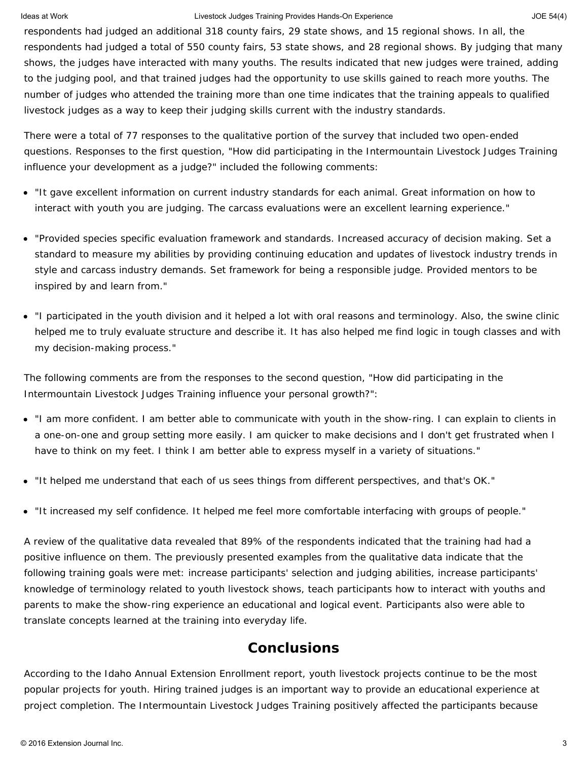respondents had judged an additional 318 county fairs, 29 state shows, and 15 regional shows. In all, the respondents had judged a total of 550 county fairs, 53 state shows, and 28 regional shows. By judging that many shows, the judges have interacted with many youths. The results indicated that new judges were trained, adding to the judging pool, and that trained judges had the opportunity to use skills gained to reach more youths. The number of judges who attended the training more than one time indicates that the training appeals to qualified livestock judges as a way to keep their judging skills current with the industry standards.

There were a total of 77 responses to the qualitative portion of the survey that included two open-ended questions. Responses to the first question, "How did participating in the Intermountain Livestock Judges Training influence your development as a judge?" included the following comments:

- "It gave excellent information on current industry standards for each animal. Great information on how to interact with youth you are judging. The carcass evaluations were an excellent learning experience."
- "Provided species specific evaluation framework and standards. Increased accuracy of decision making. Set a standard to measure my abilities by providing continuing education and updates of livestock industry trends in style and carcass industry demands. Set framework for being a responsible judge. Provided mentors to be inspired by and learn from."
- "I participated in the youth division and it helped a lot with oral reasons and terminology. Also, the swine clinic helped me to truly evaluate structure and describe it. It has also helped me find logic in tough classes and with my decision-making process."

The following comments are from the responses to the second question, "How did participating in the Intermountain Livestock Judges Training influence your personal growth?":

- "I am more confident. I am better able to communicate with youth in the show-ring. I can explain to clients in a one-on-one and group setting more easily. I am quicker to make decisions and I don't get frustrated when I have to think on my feet. I think I am better able to express myself in a variety of situations."
- "It helped me understand that each of us sees things from different perspectives, and that's OK."
- "It increased my self confidence. It helped me feel more comfortable interfacing with groups of people."

A review of the qualitative data revealed that 89% of the respondents indicated that the training had had a positive influence on them. The previously presented examples from the qualitative data indicate that the following training goals were met: increase participants' selection and judging abilities, increase participants' knowledge of terminology related to youth livestock shows, teach participants how to interact with youths and parents to make the show-ring experience an educational and logical event. Participants also were able to translate concepts learned at the training into everyday life.

## Conclusions

According to the Idaho Annual Extension Enrollment report, youth livestock projects continue to be the most popular projects for youth. Hiring trained judges is an important way to provide an educational experience at project completion. The Intermountain Livestock Judges Training positively affected the participants because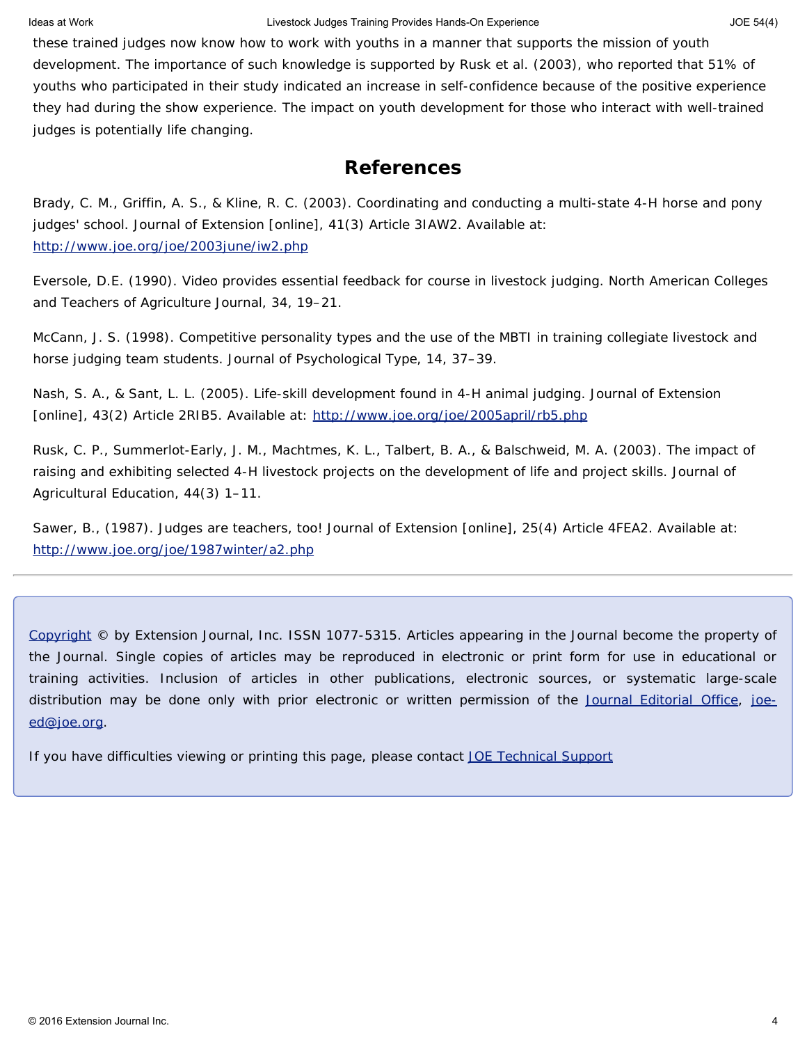these trained judges now know how to work with youths in a manner that supports the mission of youth development. The importance of such knowledge is supported by Rusk et al. (2003), who reported that 51% of youths who participated in their study indicated an increase in self-confidence because of the positive experience they had during the show experience. The impact on youth development for those who interact with well-trained judges is potentially life changing.

## References

Brady, C. M., Griffin, A. S., & Kline, R. C. (2003). Coordinating and conducting a multi-state 4-H horse and pony judges' school. Journal of Extension [online], 41(3) Article 3IAW2. Available at: http://www.joe.org/joe/2003june/iw2.php

Eversole, D.E. (1990). Video provides essential feedback for course in livestock judging. North American Colleges and Teachers of Agriculture Journal, 34, 19–21.

McCann, J. S. (1998). Competitive personality types and the use of the MBTI in training collegiate livestock and horse judging team students. Journal of Psychological Type, 14, 37–39.

Nash, S. A., & Sant, L. L. (2005). Life-skill development found in 4-H animal judging. Journal of Extension [online], 43(2) Article 2RIB5. Available at: http://www.joe.org/joe/2005april/rb5.php

Rusk, C. P., Summerlot-Early, J. M., Machtmes, K. L., Talbert, B. A., & Balschweid, M. A. (2003). The impact of raising and exhibiting selected 4-H livestock projects on the development of life and project skills. Journal of Agricultural Education, 44(3) 1–11.

Sawer, B., (1987). Judges are teachers, too! Journal of Extension [online], 25(4) Article 4FEA2. Available at: http://www.joe.org/joe/1987winter/a2.php

---

Copyright © by Extension Journal, Inc. ISSN 1077-5315. Articles appearing in the Journal become the property of the Journal. Single copies of articles may be reproduced in electronic or print form for use in educational or training activities. Inclusion of articles in other publications, electronic sources, or systematic large-scale distribution may be done only with prior electronic or written permission of the Journal Editorial Office, joe-ed@joe.org.

If you have difficulties viewing or printing this page, please contact JOE Technical Support